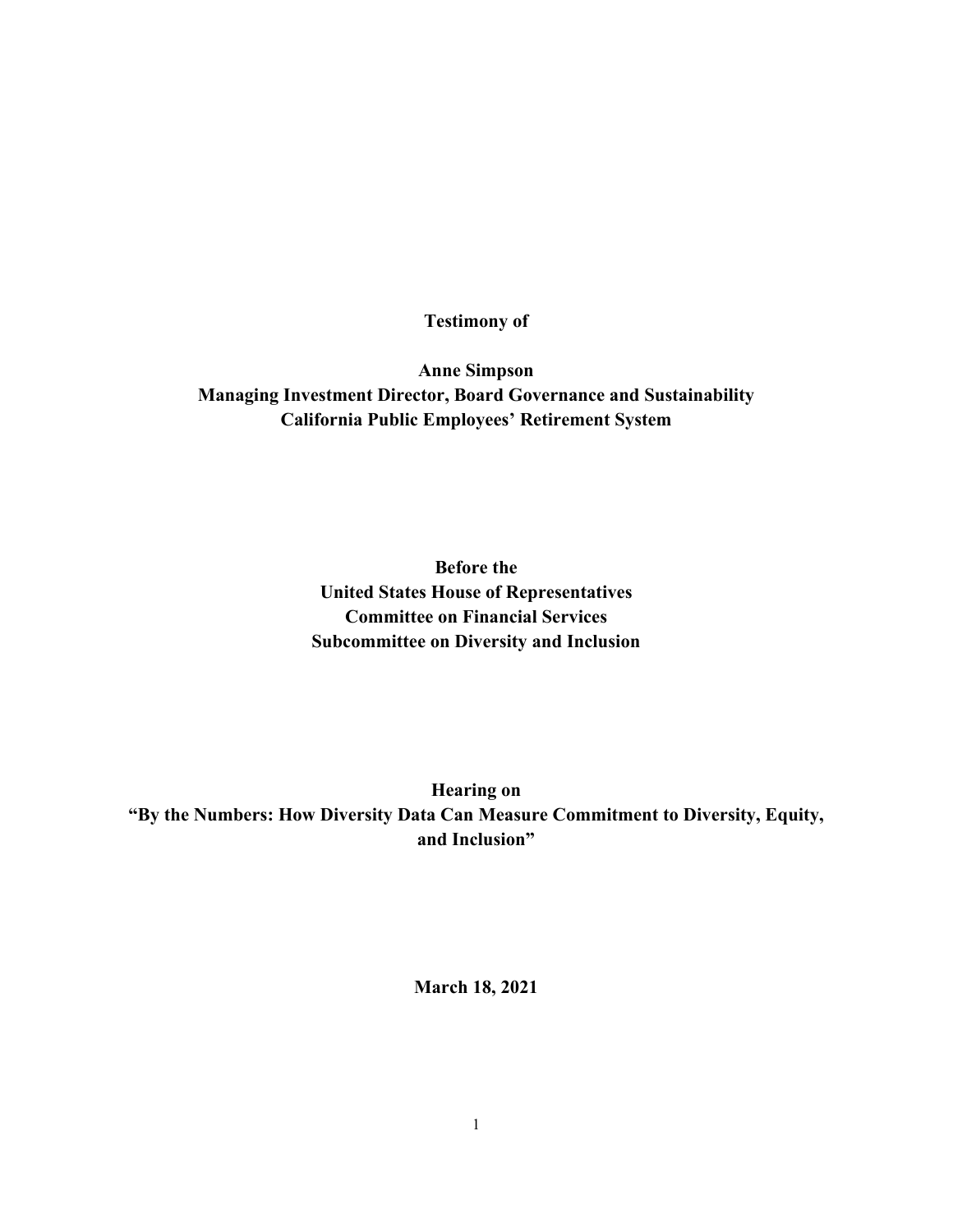**Testimony of**

**Anne Simpson**
**Managing Investment Director, Board Governance and Sustainability**
**California Public Employees' Retirement System**

**Before the**
**United States House of Representatives**
**Committee on Financial Services**
**Subcommittee on Diversity and Inclusion**

**Hearing on**
**"By the Numbers: How Diversity Data Can Measure Commitment to Diversity, Equity, and Inclusion"**

**March 18, 2021**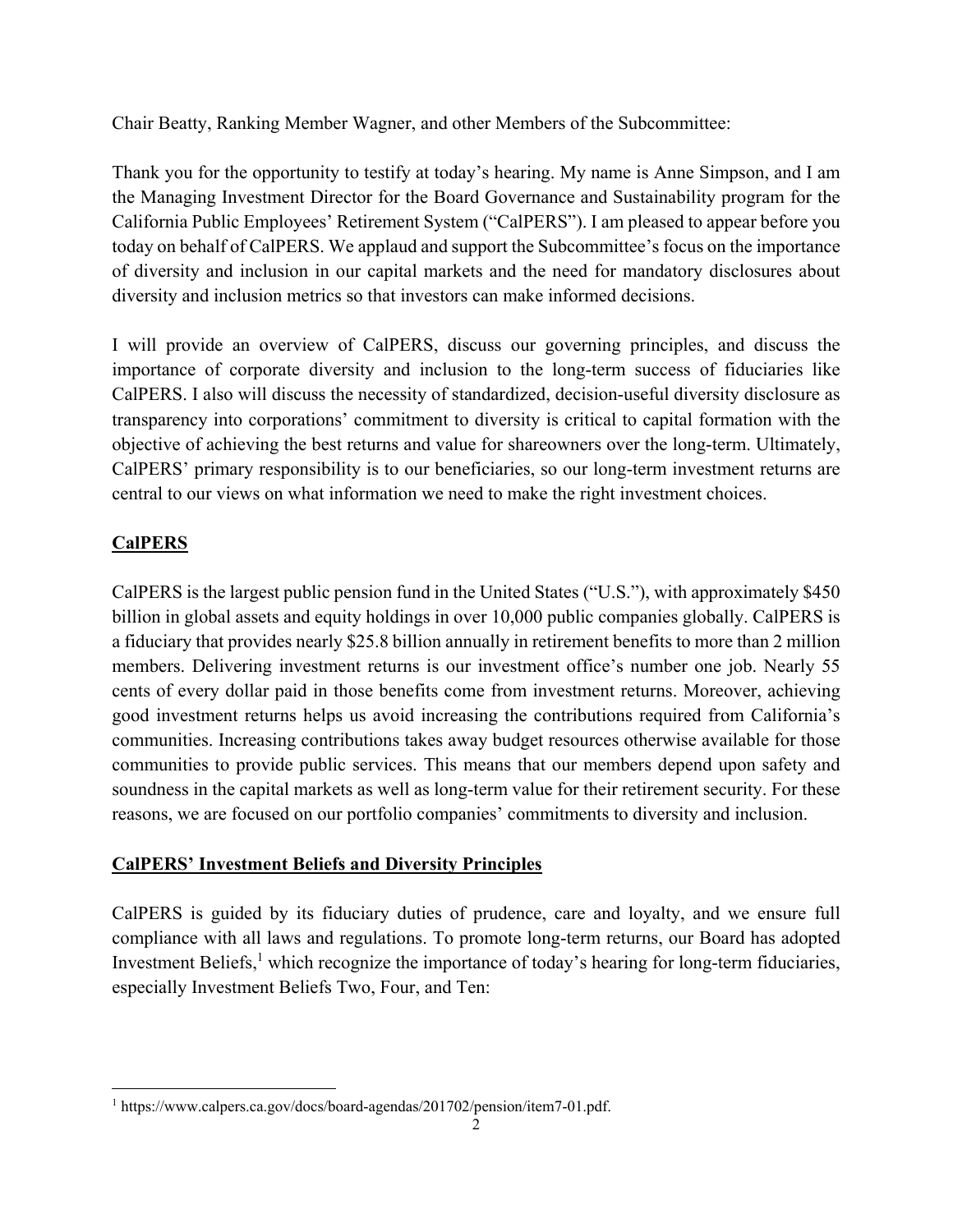Chair Beatty, Ranking Member Wagner, and other Members of the Subcommittee:

Thank you for the opportunity to testify at today's hearing. My name is Anne Simpson, and I am the Managing Investment Director for the Board Governance and Sustainability program for the California Public Employees' Retirement System ("CalPERS"). I am pleased to appear before you today on behalf of CalPERS. We applaud and support the Subcommittee's focus on the importance of diversity and inclusion in our capital markets and the need for mandatory disclosures about diversity and inclusion metrics so that investors can make informed decisions.

I will provide an overview of CalPERS, discuss our governing principles, and discuss the importance of corporate diversity and inclusion to the long-term success of fiduciaries like CalPERS. I also will discuss the necessity of standardized, decision-useful diversity disclosure as transparency into corporations' commitment to diversity is critical to capital formation with the objective of achieving the best returns and value for shareowners over the long-term. Ultimately, CalPERS' primary responsibility is to our beneficiaries, so our long-term investment returns are central to our views on what information we need to make the right investment choices.

## <u>CalPERS</u>

CalPERS is the largest public pension fund in the United States ("U.S."), with approximately $450 billion in global assets and equity holdings in over 10,000 public companies globally. CalPERS is a fiduciary that provides nearly $25.8 billion annually in retirement benefits to more than 2 million members. Delivering investment returns is our investment office's number one job. Nearly 55 cents of every dollar paid in those benefits come from investment returns. Moreover, achieving good investment returns helps us avoid increasing the contributions required from California's communities. Increasing contributions takes away budget resources otherwise available for those communities to provide public services. This means that our members depend upon safety and soundness in the capital markets as well as long-term value for their retirement security. For these reasons, we are focused on our portfolio companies' commitments to diversity and inclusion.

## <u>CalPERS' Investment Beliefs and Diversity Principles</u>

CalPERS is guided by its fiduciary duties of prudence, care and loyalty, and we ensure full compliance with all laws and regulations. To promote long-term returns, our Board has adopted Investment Beliefs,[1] which recognize the importance of today's hearing for long-term fiduciaries, especially Investment Beliefs Two, Four, and Ten:

---

[1] https://www.calpers.ca.gov/docs/board-agendas/201702/pension/item7-01.pdf.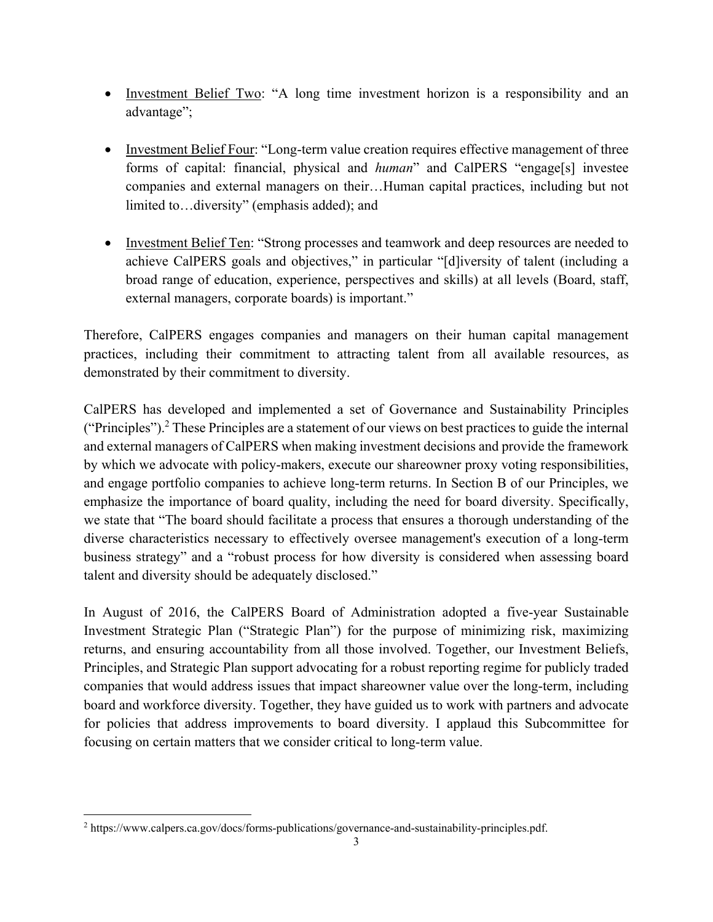- Investment Belief Two: "A long time investment horizon is a responsibility and an advantage";

- Investment Belief Four: "Long-term value creation requires effective management of three forms of capital: financial, physical and *human*" and CalPERS "engage[s] investee companies and external managers on their…Human capital practices, including but not limited to…diversity" (emphasis added); and

- Investment Belief Ten: "Strong processes and teamwork and deep resources are needed to achieve CalPERS goals and objectives," in particular "[d]iversity of talent (including a broad range of education, experience, perspectives and skills) at all levels (Board, staff, external managers, corporate boards) is important."

Therefore, CalPERS engages companies and managers on their human capital management practices, including their commitment to attracting talent from all available resources, as demonstrated by their commitment to diversity.

CalPERS has developed and implemented a set of Governance and Sustainability Principles ("Principles").[2] These Principles are a statement of our views on best practices to guide the internal and external managers of CalPERS when making investment decisions and provide the framework by which we advocate with policy-makers, execute our shareowner proxy voting responsibilities, and engage portfolio companies to achieve long-term returns. In Section B of our Principles, we emphasize the importance of board quality, including the need for board diversity. Specifically, we state that "The board should facilitate a process that ensures a thorough understanding of the diverse characteristics necessary to effectively oversee management's execution of a long-term business strategy" and a "robust process for how diversity is considered when assessing board talent and diversity should be adequately disclosed."

In August of 2016, the CalPERS Board of Administration adopted a five-year Sustainable Investment Strategic Plan ("Strategic Plan") for the purpose of minimizing risk, maximizing returns, and ensuring accountability from all those involved. Together, our Investment Beliefs, Principles, and Strategic Plan support advocating for a robust reporting regime for publicly traded companies that would address issues that impact shareowner value over the long-term, including board and workforce diversity. Together, they have guided us to work with partners and advocate for policies that address improvements to board diversity. I applaud this Subcommittee for focusing on certain matters that we consider critical to long-term value.

[2] https://www.calpers.ca.gov/docs/forms-publications/governance-and-sustainability-principles.pdf.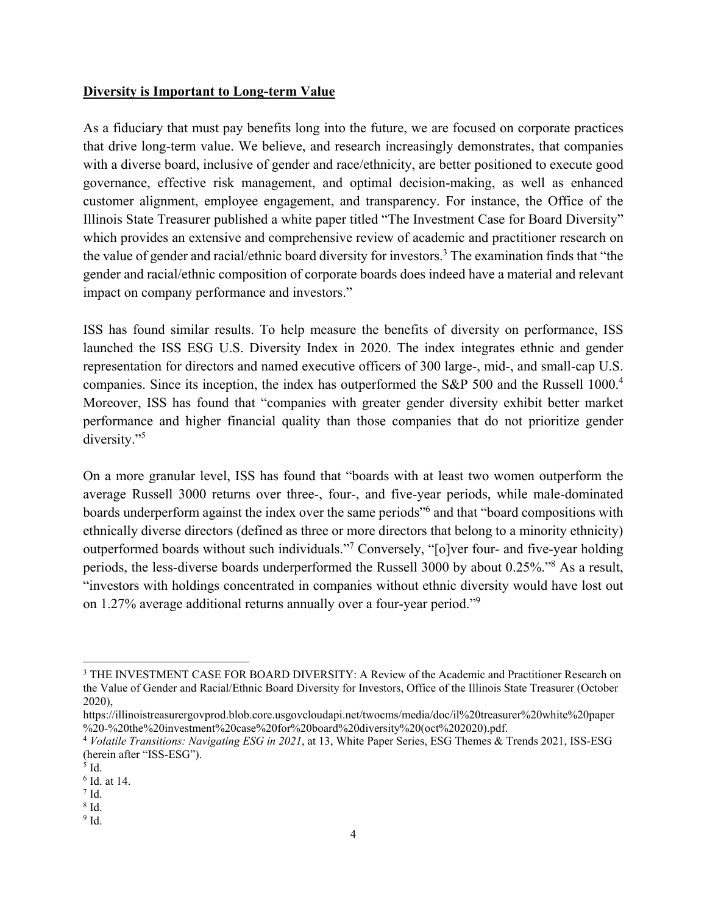**Diversity is Important to Long-term Value**

As a fiduciary that must pay benefits long into the future, we are focused on corporate practices that drive long-term value. We believe, and research increasingly demonstrates, that companies with a diverse board, inclusive of gender and race/ethnicity, are better positioned to execute good governance, effective risk management, and optimal decision-making, as well as enhanced customer alignment, employee engagement, and transparency. For instance, the Office of the Illinois State Treasurer published a white paper titled "The Investment Case for Board Diversity" which provides an extensive and comprehensive review of academic and practitioner research on the value of gender and racial/ethnic board diversity for investors.[3] The examination finds that "the gender and racial/ethnic composition of corporate boards does indeed have a material and relevant impact on company performance and investors."

ISS has found similar results. To help measure the benefits of diversity on performance, ISS launched the ISS ESG U.S. Diversity Index in 2020. The index integrates ethnic and gender representation for directors and named executive officers of 300 large-, mid-, and small-cap U.S. companies. Since its inception, the index has outperformed the S&P 500 and the Russell 1000.[4] Moreover, ISS has found that "companies with greater gender diversity exhibit better market performance and higher financial quality than those companies that do not prioritize gender diversity."[5]

On a more granular level, ISS has found that "boards with at least two women outperform the average Russell 3000 returns over three-, four-, and five-year periods, while male-dominated boards underperform against the index over the same periods"[6] and that "board compositions with ethnically diverse directors (defined as three or more directors that belong to a minority ethnicity) outperformed boards without such individuals."[7] Conversely, "[o]ver four- and five-year holding periods, the less-diverse boards underperformed the Russell 3000 by about 0.25%."[8] As a result, "investors with holdings concentrated in companies without ethnic diversity would have lost out on 1.27% average additional returns annually over a four-year period."[9]

---

[3] THE INVESTMENT CASE FOR BOARD DIVERSITY: A Review of the Academic and Practitioner Research on the Value of Gender and Racial/Ethnic Board Diversity for Investors, Office of the Illinois State Treasurer (October 2020), https://illinoistreasurergovprod.blob.core.usgovcloudapi.net/twocms/media/doc/il%20treasurer%20white%20paper%20-%20the%20investment%20case%20for%20board%20diversity%20(oct%202020).pdf.

[4] *Volatile Transitions: Navigating ESG in 2021*, at 13, White Paper Series, ESG Themes & Trends 2021, ISS-ESG (herein after "ISS-ESG").

[5] Id.

[6] Id. at 14.

[7] Id.

[8] Id.

[9] Id.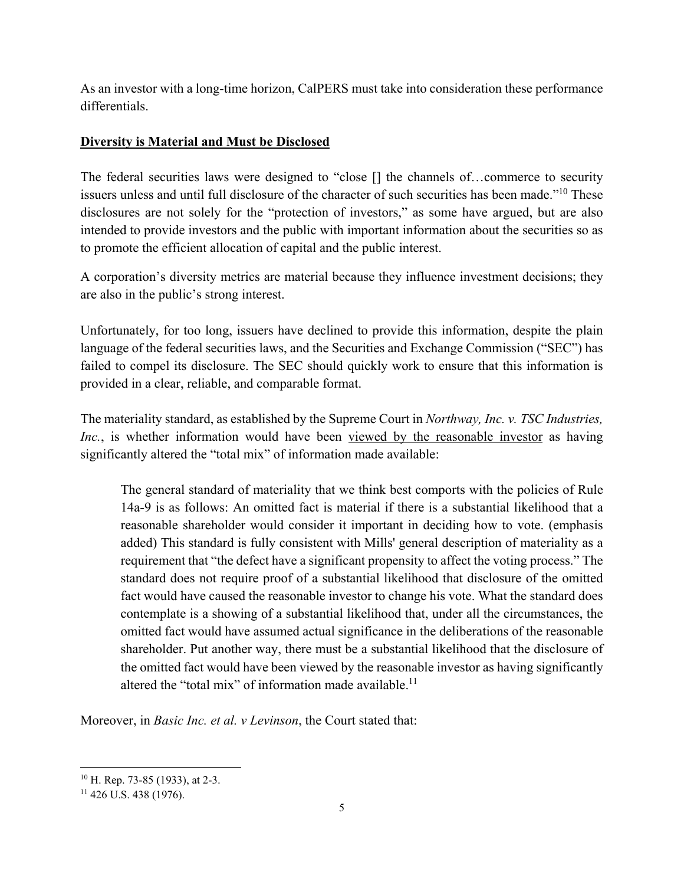As an investor with a long-time horizon, CalPERS must take into consideration these performance differentials.

**<u>Diversity is Material and Must be Disclosed</u>**

The federal securities laws were designed to "close [] the channels of…commerce to security issuers unless and until full disclosure of the character of such securities has been made."[10] These disclosures are not solely for the "protection of investors," as some have argued, but are also intended to provide investors and the public with important information about the securities so as to promote the efficient allocation of capital and the public interest.

A corporation's diversity metrics are material because they influence investment decisions; they are also in the public's strong interest.

Unfortunately, for too long, issuers have declined to provide this information, despite the plain language of the federal securities laws, and the Securities and Exchange Commission ("SEC") has failed to compel its disclosure. The SEC should quickly work to ensure that this information is provided in a clear, reliable, and comparable format.

The materiality standard, as established by the Supreme Court in *Northway, Inc. v. TSC Industries, Inc.*, is whether information would have been <u>viewed by the reasonable investor</u> as having significantly altered the "total mix" of information made available:

> The general standard of materiality that we think best comports with the policies of Rule 14a-9 is as follows: An omitted fact is material if there is a substantial likelihood that a reasonable shareholder would consider it important in deciding how to vote. (emphasis added) This standard is fully consistent with Mills' general description of materiality as a requirement that "the defect have a significant propensity to affect the voting process." The standard does not require proof of a substantial likelihood that disclosure of the omitted fact would have caused the reasonable investor to change his vote. What the standard does contemplate is a showing of a substantial likelihood that, under all the circumstances, the omitted fact would have assumed actual significance in the deliberations of the reasonable shareholder. Put another way, there must be a substantial likelihood that the disclosure of the omitted fact would have been viewed by the reasonable investor as having significantly altered the "total mix" of information made available.[11]

Moreover, in *Basic Inc. et al. v Levinson*, the Court stated that:

---

[10] H. Rep. 73-85 (1933), at 2-3.

[11] 426 U.S. 438 (1976).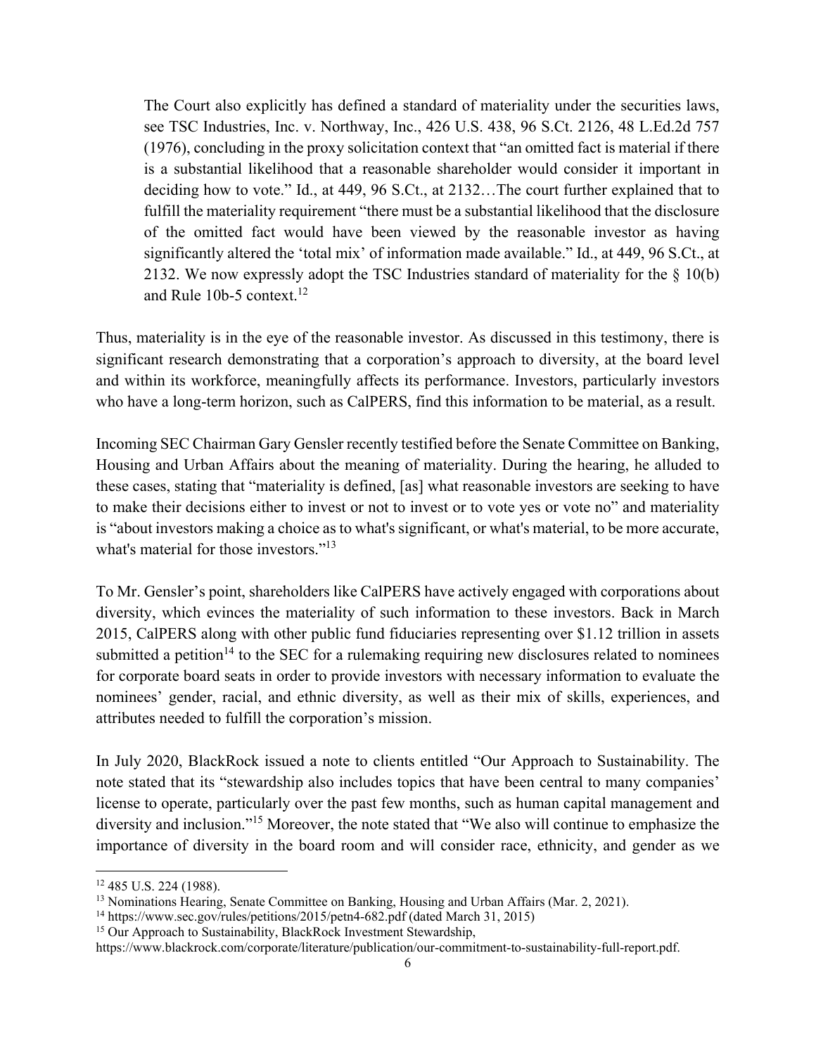> The Court also explicitly has defined a standard of materiality under the securities laws, see TSC Industries, Inc. v. Northway, Inc., 426 U.S. 438, 96 S.Ct. 2126, 48 L.Ed.2d 757 (1976), concluding in the proxy solicitation context that "an omitted fact is material if there is a substantial likelihood that a reasonable shareholder would consider it important in deciding how to vote." Id., at 449, 96 S.Ct., at 2132…The court further explained that to fulfill the materiality requirement "there must be a substantial likelihood that the disclosure of the omitted fact would have been viewed by the reasonable investor as having significantly altered the 'total mix' of information made available." Id., at 449, 96 S.Ct., at 2132. We now expressly adopt the TSC Industries standard of materiality for the § 10(b) and Rule 10b-5 context.[12]

Thus, materiality is in the eye of the reasonable investor. As discussed in this testimony, there is significant research demonstrating that a corporation's approach to diversity, at the board level and within its workforce, meaningfully affects its performance. Investors, particularly investors who have a long-term horizon, such as CalPERS, find this information to be material, as a result.

Incoming SEC Chairman Gary Gensler recently testified before the Senate Committee on Banking, Housing and Urban Affairs about the meaning of materiality. During the hearing, he alluded to these cases, stating that "materiality is defined, [as] what reasonable investors are seeking to have to make their decisions either to invest or not to invest or to vote yes or vote no" and materiality is "about investors making a choice as to what's significant, or what's material, to be more accurate, what's material for those investors."[13]

To Mr. Gensler's point, shareholders like CalPERS have actively engaged with corporations about diversity, which evinces the materiality of such information to these investors. Back in March 2015, CalPERS along with other public fund fiduciaries representing over $1.12 trillion in assets submitted a petition[14] to the SEC for a rulemaking requiring new disclosures related to nominees for corporate board seats in order to provide investors with necessary information to evaluate the nominees' gender, racial, and ethnic diversity, as well as their mix of skills, experiences, and attributes needed to fulfill the corporation's mission.

In July 2020, BlackRock issued a note to clients entitled "Our Approach to Sustainability. The note stated that its "stewardship also includes topics that have been central to many companies' license to operate, particularly over the past few months, such as human capital management and diversity and inclusion."[15] Moreover, the note stated that "We also will continue to emphasize the importance of diversity in the board room and will consider race, ethnicity, and gender as we

---

[12] 485 U.S. 224 (1988).

[13] Nominations Hearing, Senate Committee on Banking, Housing and Urban Affairs (Mar. 2, 2021).

[14] https://www.sec.gov/rules/petitions/2015/petn4-682.pdf (dated March 31, 2015)

[15] Our Approach to Sustainability, BlackRock Investment Stewardship, https://www.blackrock.com/corporate/literature/publication/our-commitment-to-sustainability-full-report.pdf.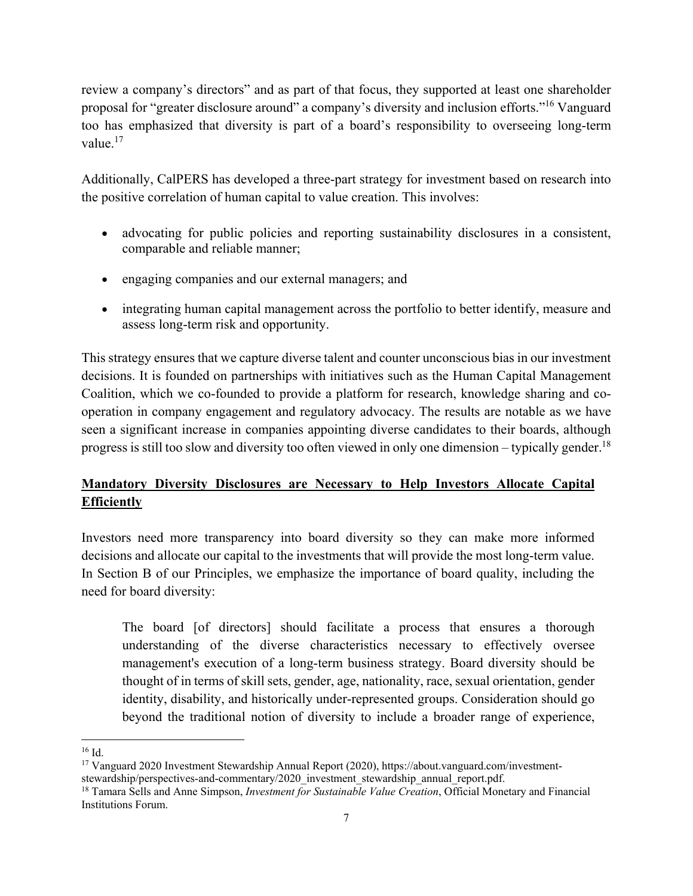review a company's directors" and as part of that focus, they supported at least one shareholder proposal for "greater disclosure around" a company's diversity and inclusion efforts."[16] Vanguard too has emphasized that diversity is part of a board's responsibility to overseeing long-term value.[17]

Additionally, CalPERS has developed a three-part strategy for investment based on research into the positive correlation of human capital to value creation. This involves:

- advocating for public policies and reporting sustainability disclosures in a consistent, comparable and reliable manner;
- engaging companies and our external managers; and
- integrating human capital management across the portfolio to better identify, measure and assess long-term risk and opportunity.

This strategy ensures that we capture diverse talent and counter unconscious bias in our investment decisions. It is founded on partnerships with initiatives such as the Human Capital Management Coalition, which we co-founded to provide a platform for research, knowledge sharing and co-operation in company engagement and regulatory advocacy. The results are notable as we have seen a significant increase in companies appointing diverse candidates to their boards, although progress is still too slow and diversity too often viewed in only one dimension – typically gender.[18]

**<u>Mandatory Diversity Disclosures are Necessary to Help Investors Allocate Capital Efficiently</u>**

Investors need more transparency into board diversity so they can make more informed decisions and allocate our capital to the investments that will provide the most long-term value. In Section B of our Principles, we emphasize the importance of board quality, including the need for board diversity:

> The board [of directors] should facilitate a process that ensures a thorough understanding of the diverse characteristics necessary to effectively oversee management's execution of a long-term business strategy. Board diversity should be thought of in terms of skill sets, gender, age, nationality, race, sexual orientation, gender identity, disability, and historically under-represented groups. Consideration should go beyond the traditional notion of diversity to include a broader range of experience,

---

[16] Id.

[17] Vanguard 2020 Investment Stewardship Annual Report (2020), https://about.vanguard.com/investment-stewardship/perspectives-and-commentary/2020_investment_stewardship_annual_report.pdf.

[18] Tamara Sells and Anne Simpson, *Investment for Sustainable Value Creation*, Official Monetary and Financial Institutions Forum.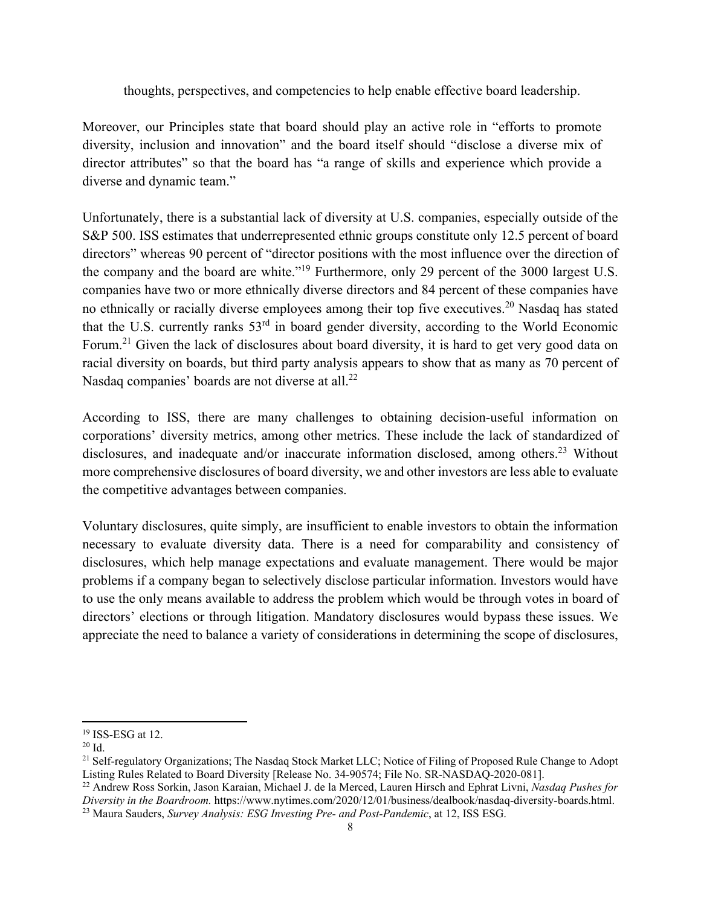thoughts, perspectives, and competencies to help enable effective board leadership.

Moreover, our Principles state that board should play an active role in "efforts to promote diversity, inclusion and innovation" and the board itself should "disclose a diverse mix of director attributes" so that the board has "a range of skills and experience which provide a diverse and dynamic team."

Unfortunately, there is a substantial lack of diversity at U.S. companies, especially outside of the S&P 500. ISS estimates that underrepresented ethnic groups constitute only 12.5 percent of board directors" whereas 90 percent of "director positions with the most influence over the direction of the company and the board are white."[19] Furthermore, only 29 percent of the 3000 largest U.S. companies have two or more ethnically diverse directors and 84 percent of these companies have no ethnically or racially diverse employees among their top five executives.[20] Nasdaq has stated that the U.S. currently ranks 53rd in board gender diversity, according to the World Economic Forum.[21] Given the lack of disclosures about board diversity, it is hard to get very good data on racial diversity on boards, but third party analysis appears to show that as many as 70 percent of Nasdaq companies' boards are not diverse at all.[22]

According to ISS, there are many challenges to obtaining decision-useful information on corporations' diversity metrics, among other metrics. These include the lack of standardized of disclosures, and inadequate and/or inaccurate information disclosed, among others.[23] Without more comprehensive disclosures of board diversity, we and other investors are less able to evaluate the competitive advantages between companies.

Voluntary disclosures, quite simply, are insufficient to enable investors to obtain the information necessary to evaluate diversity data. There is a need for comparability and consistency of disclosures, which help manage expectations and evaluate management. There would be major problems if a company began to selectively disclose particular information. Investors would have to use the only means available to address the problem which would be through votes in board of directors' elections or through litigation. Mandatory disclosures would bypass these issues. We appreciate the need to balance a variety of considerations in determining the scope of disclosures,

---

[19] ISS-ESG at 12.

[20] Id.

[21] Self-regulatory Organizations; The Nasdaq Stock Market LLC; Notice of Filing of Proposed Rule Change to Adopt Listing Rules Related to Board Diversity [Release No. 34-90574; File No. SR-NASDAQ-2020-081].

[22] Andrew Ross Sorkin, Jason Karaian, Michael J. de la Merced, Lauren Hirsch and Ephrat Livni, *Nasdaq Pushes for Diversity in the Boardroom.* https://www.nytimes.com/2020/12/01/business/dealbook/nasdaq-diversity-boards.html.

[23] Maura Sauders, *Survey Analysis: ESG Investing Pre- and Post-Pandemic*, at 12, ISS ESG.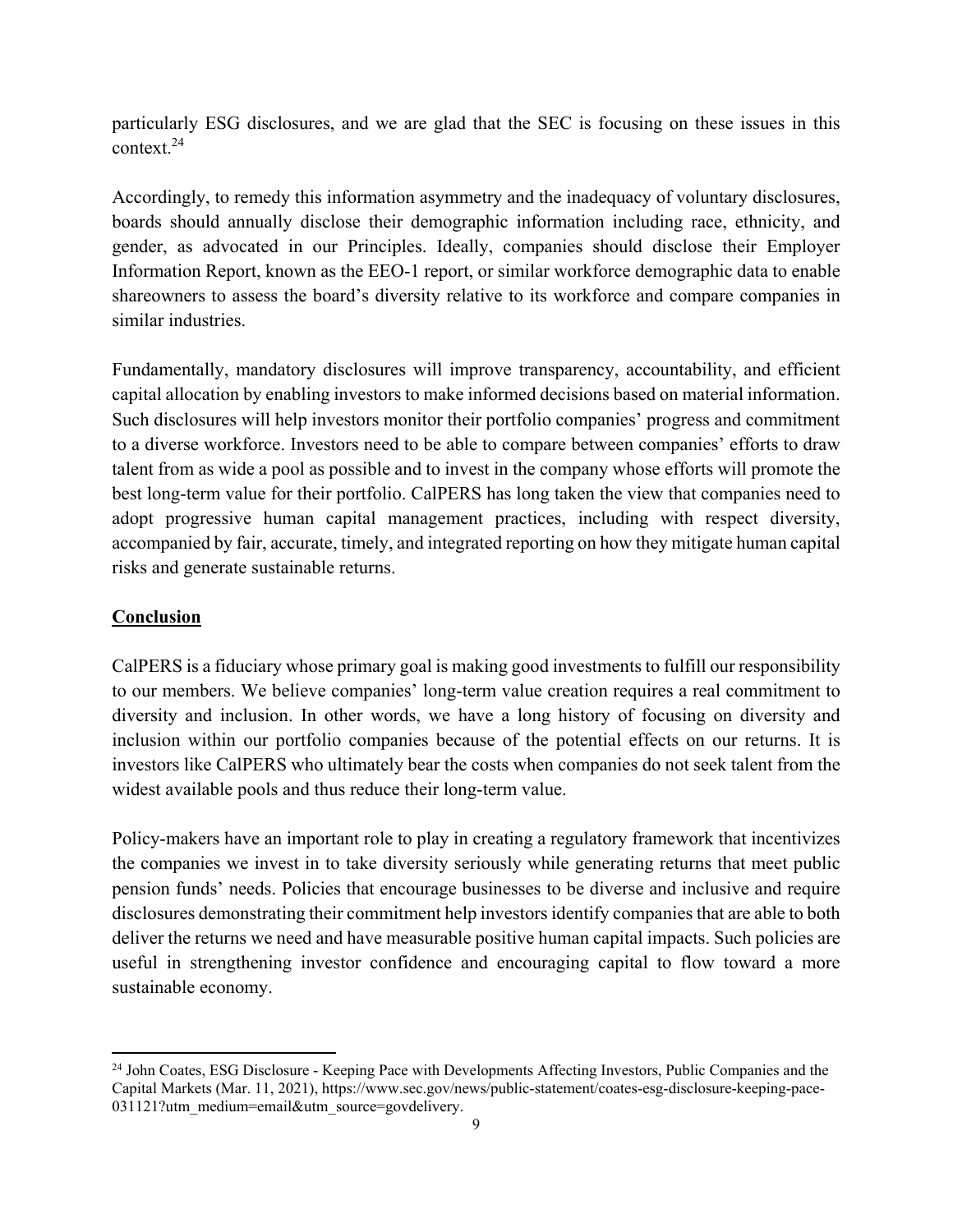particularly ESG disclosures, and we are glad that the SEC is focusing on these issues in this context.[24]

Accordingly, to remedy this information asymmetry and the inadequacy of voluntary disclosures, boards should annually disclose their demographic information including race, ethnicity, and gender, as advocated in our Principles. Ideally, companies should disclose their Employer Information Report, known as the EEO-1 report, or similar workforce demographic data to enable shareowners to assess the board's diversity relative to its workforce and compare companies in similar industries.

Fundamentally, mandatory disclosures will improve transparency, accountability, and efficient capital allocation by enabling investors to make informed decisions based on material information. Such disclosures will help investors monitor their portfolio companies' progress and commitment to a diverse workforce. Investors need to be able to compare between companies' efforts to draw talent from as wide a pool as possible and to invest in the company whose efforts will promote the best long-term value for their portfolio. CalPERS has long taken the view that companies need to adopt progressive human capital management practices, including with respect diversity, accompanied by fair, accurate, timely, and integrated reporting on how they mitigate human capital risks and generate sustainable returns.

## Conclusion

CalPERS is a fiduciary whose primary goal is making good investments to fulfill our responsibility to our members. We believe companies' long-term value creation requires a real commitment to diversity and inclusion. In other words, we have a long history of focusing on diversity and inclusion within our portfolio companies because of the potential effects on our returns. It is investors like CalPERS who ultimately bear the costs when companies do not seek talent from the widest available pools and thus reduce their long-term value.

Policy-makers have an important role to play in creating a regulatory framework that incentivizes the companies we invest in to take diversity seriously while generating returns that meet public pension funds' needs. Policies that encourage businesses to be diverse and inclusive and require disclosures demonstrating their commitment help investors identify companies that are able to both deliver the returns we need and have measurable positive human capital impacts. Such policies are useful in strengthening investor confidence and encouraging capital to flow toward a more sustainable economy.

---

[24] John Coates, ESG Disclosure - Keeping Pace with Developments Affecting Investors, Public Companies and the Capital Markets (Mar. 11, 2021), https://www.sec.gov/news/public-statement/coates-esg-disclosure-keeping-pace-031121?utm_medium=email&utm_source=govdelivery.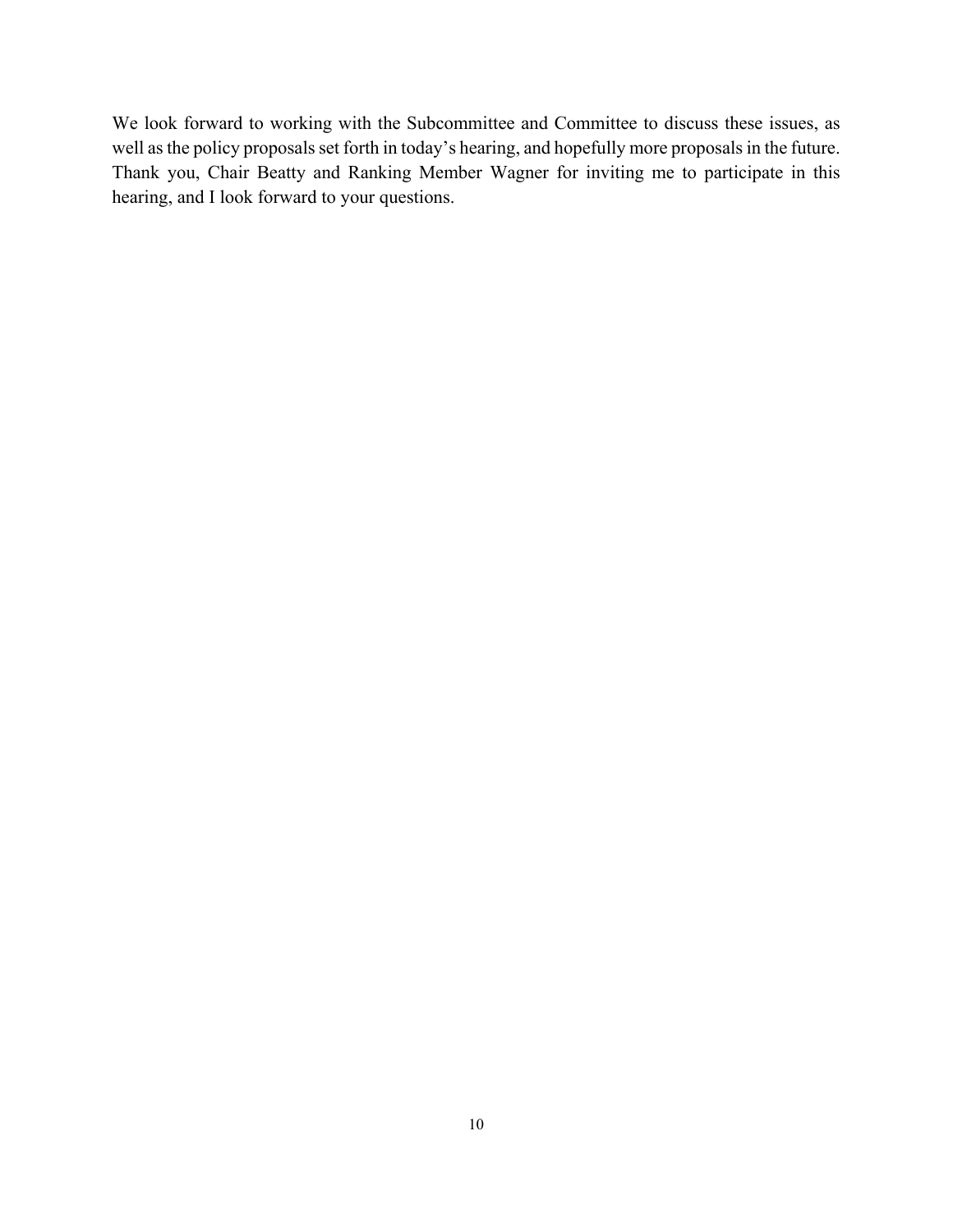We look forward to working with the Subcommittee and Committee to discuss these issues, as well as the policy proposals set forth in today's hearing, and hopefully more proposals in the future. Thank you, Chair Beatty and Ranking Member Wagner for inviting me to participate in this hearing, and I look forward to your questions.